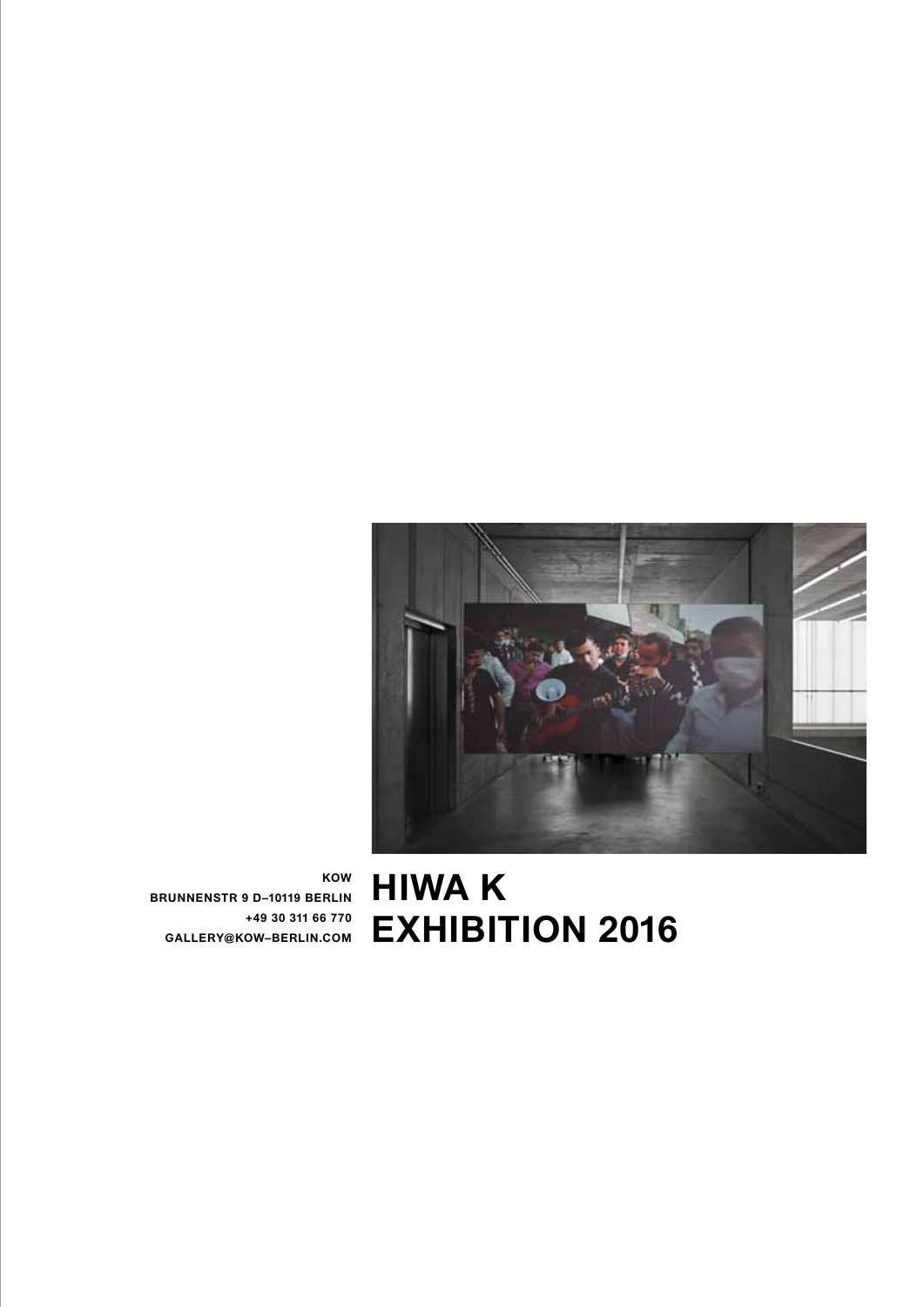KOW
BRUNNENSTR 9 D–10119 BERLIN
+49 30 311 66 770
GALLERY@KOW–BERLIN.COM

# HIWA K
# EXHIBITION 2016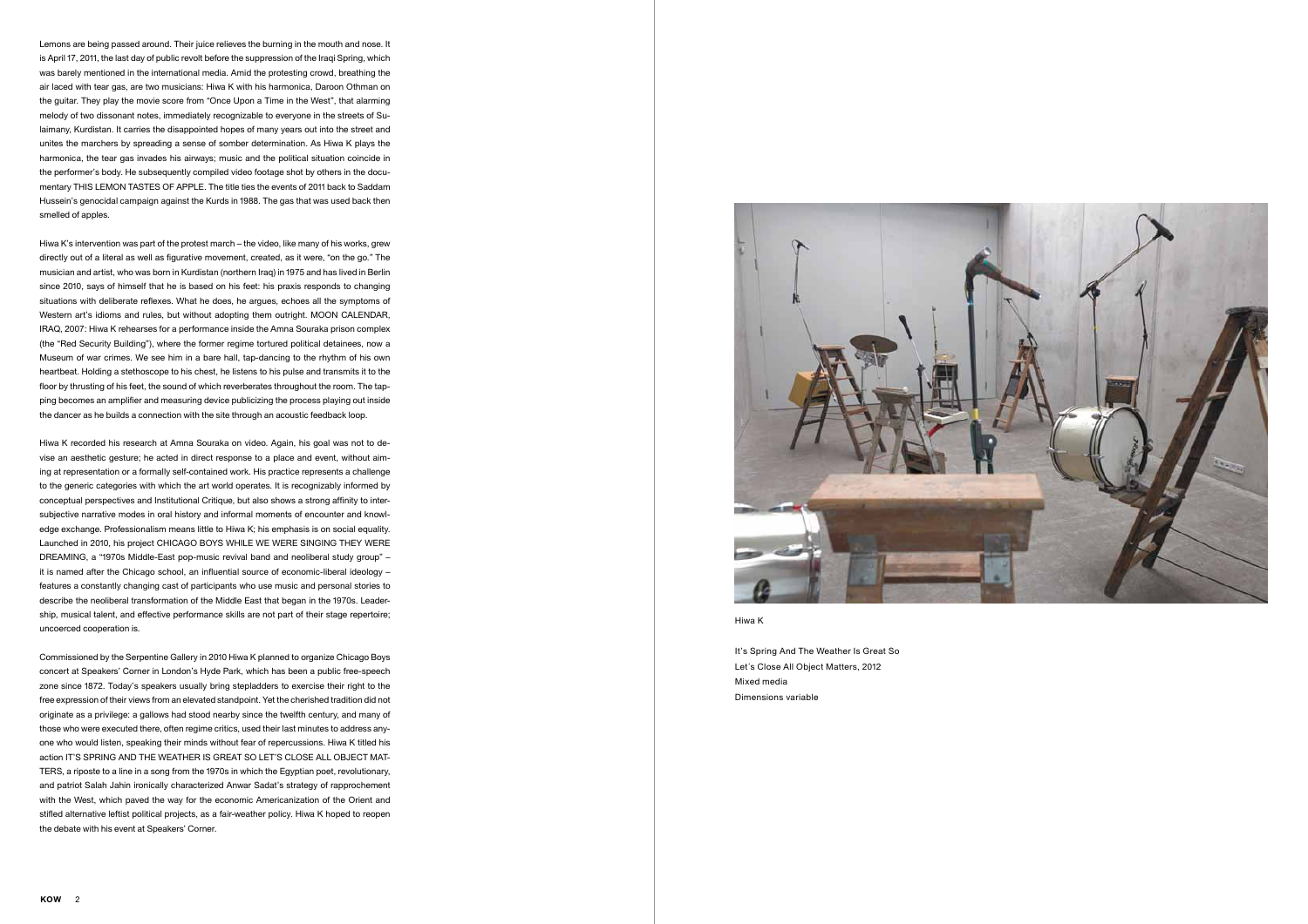Lemons are being passed around. Their juice relieves the burning in the mouth and nose. It is April 17, 2011, the last day of public revolt before the suppression of the Iraqi Spring, which was barely mentioned in the international media. Amid the protesting crowd, breathing the air laced with tear gas, are two musicians: Hiwa K with his harmonica, Daroon Othman on the guitar. They play the movie score from "Once Upon a Time in the West", that alarming melody of two dissonant notes, immediately recognizable to everyone in the streets of Sulaimany, Kurdistan. It carries the disappointed hopes of many years out into the street and unites the marchers by spreading a sense of somber determination. As Hiwa K plays the harmonica, the tear gas invades his airways; music and the political situation coincide in the performer's body. He subsequently compiled video footage shot by others in the documentary THIS LEMON TASTES OF APPLE. The title ties the events of 2011 back to Saddam Hussein's genocidal campaign against the Kurds in 1988. The gas that was used back then smelled of apples.

Hiwa K's intervention was part of the protest march – the video, like many of his works, grew directly out of a literal as well as figurative movement, created, as it were, "on the go." The musician and artist, who was born in Kurdistan (northern Iraq) in 1975 and has lived in Berlin since 2010, says of himself that he is based on his feet: his praxis responds to changing situations with deliberate reflexes. What he does, he argues, echoes all the symptoms of Western art's idioms and rules, but without adopting them outright. MOON CALENDAR, IRAQ, 2007: Hiwa K rehearses for a performance inside the Amna Souraka prison complex (the "Red Security Building"), where the former regime tortured political detainees, now a Museum of war crimes. We see him in a bare hall, tap-dancing to the rhythm of his own heartbeat. Holding a stethoscope to his chest, he listens to his pulse and transmits it to the floor by thrusting of his feet, the sound of which reverberates throughout the room. The tapping becomes an amplifier and measuring device publicizing the process playing out inside the dancer as he builds a connection with the site through an acoustic feedback loop.

Hiwa K recorded his research at Amna Souraka on video. Again, his goal was not to devise an aesthetic gesture; he acted in direct response to a place and event, without aiming at representation or a formally self-contained work. His practice represents a challenge to the generic categories with which the art world operates. It is recognizably informed by conceptual perspectives and Institutional Critique, but also shows a strong affinity to intersubjective narrative modes in oral history and informal moments of encounter and knowledge exchange. Professionalism means little to Hiwa K; his emphasis is on social equality. Launched in 2010, his project CHICAGO BOYS WHILE WE WERE SINGING THEY WERE DREAMING, a "1970s Middle-East pop-music revival band and neoliberal study group" – it is named after the Chicago school, an influential source of economic-liberal ideology – features a constantly changing cast of participants who use music and personal stories to describe the neoliberal transformation of the Middle East that began in the 1970s. Leadership, musical talent, and effective performance skills are not part of their stage repertoire; uncoerced cooperation is.

Commissioned by the Serpentine Gallery in 2010 Hiwa K planned to organize Chicago Boys concert at Speakers' Corner in London's Hyde Park, which has been a public free-speech zone since 1872. Today's speakers usually bring stepladders to exercise their right to the free expression of their views from an elevated standpoint. Yet the cherished tradition did not originate as a privilege: a gallows had stood nearby since the twelfth century, and many of those who were executed there, often regime critics, used their last minutes to address anyone who would listen, speaking their minds without fear of repercussions. Hiwa K titled his action IT'S SPRING AND THE WEATHER IS GREAT SO LET'S CLOSE ALL OBJECT MATTERS, a riposte to a line in a song from the 1970s in which the Egyptian poet, revolutionary, and patriot Salah Jahin ironically characterized Anwar Sadat's strategy of rapprochement with the West, which paved the way for the economic Americanization of the Orient and stifled alternative leftist political projects, as a fair-weather policy. Hiwa K hoped to reopen the debate with his event at Speakers' Corner.

Hiwa K

It's Spring And The Weather Is Great So
Let's Close All Object Matters, 2012
Mixed media
Dimensions variable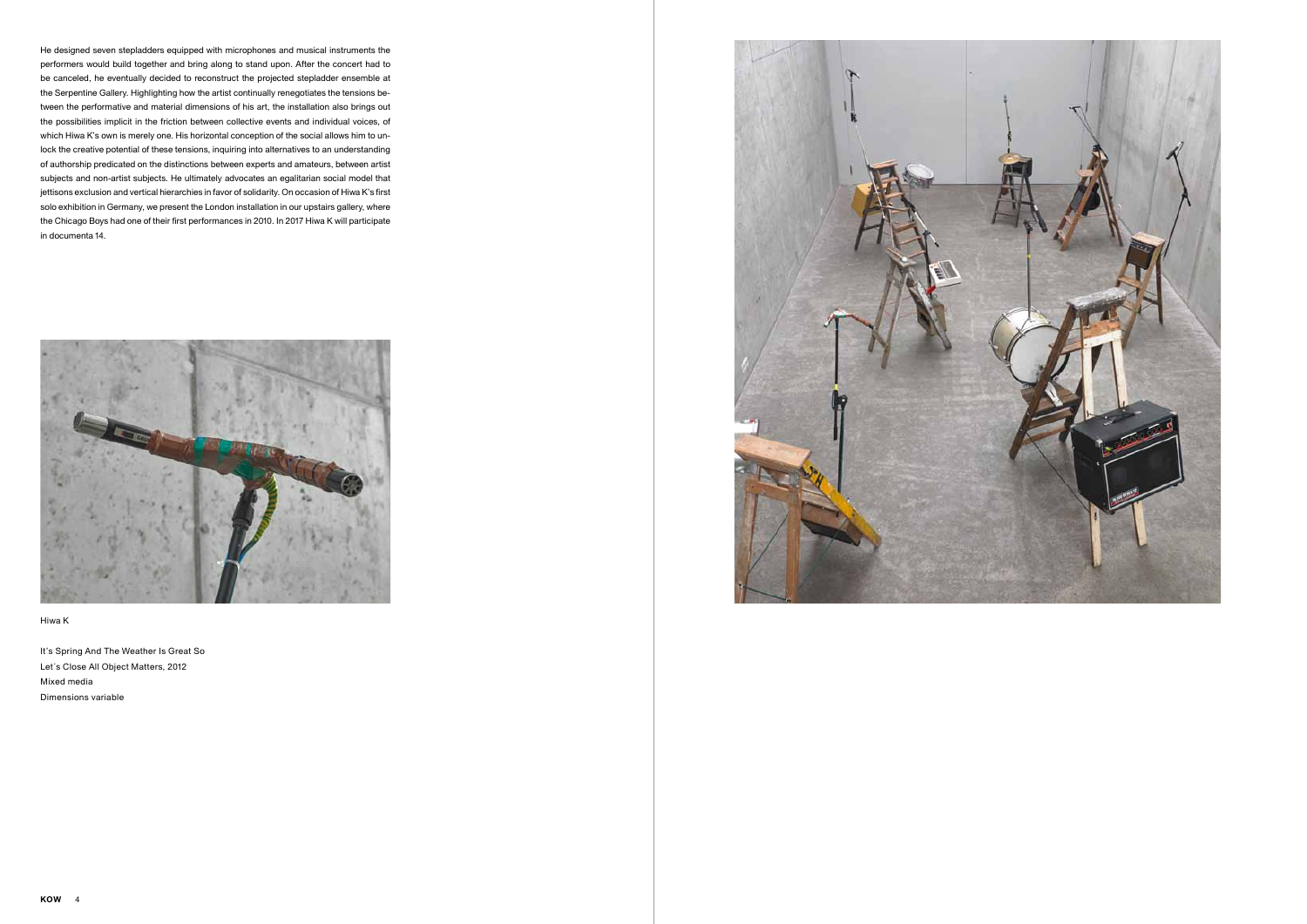He designed seven stepladders equipped with microphones and musical instruments the performers would build together and bring along to stand upon. After the concert had to be canceled, he eventually decided to reconstruct the projected stepladder ensemble at the Serpentine Gallery. Highlighting how the artist continually renegotiates the tensions between the performative and material dimensions of his art, the installation also brings out the possibilities implicit in the friction between collective events and individual voices, of which Hiwa K's own is merely one. His horizontal conception of the social allows him to unlock the creative potential of these tensions, inquiring into alternatives to an understanding of authorship predicated on the distinctions between experts and amateurs, between artist subjects and non-artist subjects. He ultimately advocates an egalitarian social model that jettisons exclusion and vertical hierarchies in favor of solidarity. On occasion of Hiwa K's first solo exhibition in Germany, we present the London installation in our upstairs gallery, where the Chicago Boys had one of their first performances in 2010. In 2017 Hiwa K will participate in documenta 14.

Hiwa K

It's Spring And The Weather Is Great So
Let´s Close All Object Matters, 2012
Mixed media
Dimensions variable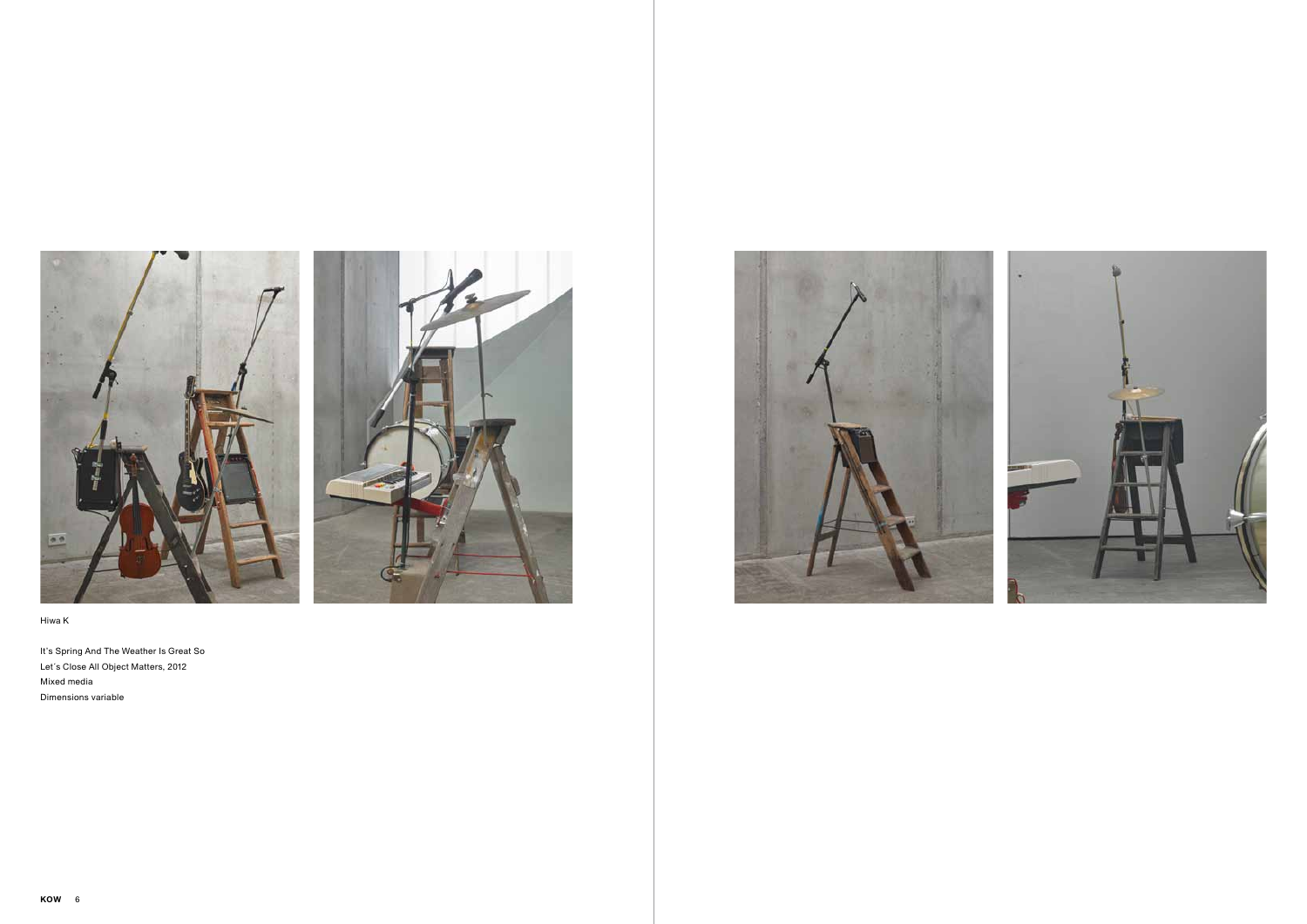Hiwa K

It's Spring And The Weather Is Great So
Let´s Close All Object Matters, 2012
Mixed media
Dimensions variable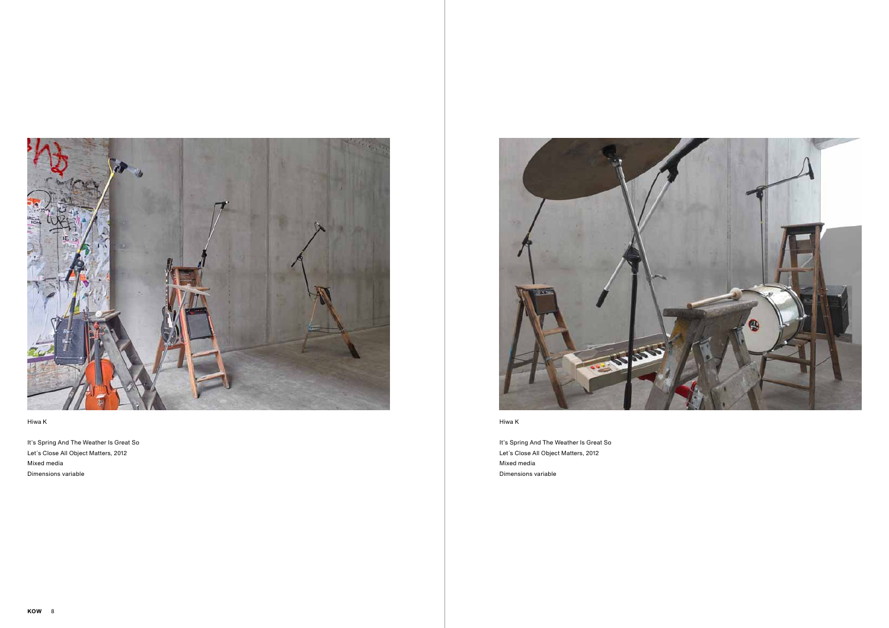Hiwa K

It's Spring And The Weather Is Great So
Let´s Close All Object Matters, 2012
Mixed media
Dimensions variable

Hiwa K

It's Spring And The Weather Is Great So
Let´s Close All Object Matters, 2012
Mixed media
Dimensions variable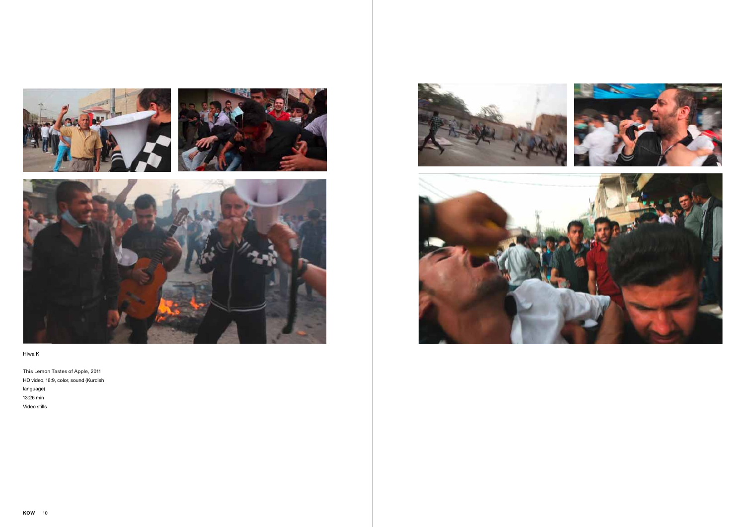Hiwa K

This Lemon Tastes of Apple, 2011
HD video, 16:9, color, sound (Kurdish language)
13:26 min
Video stills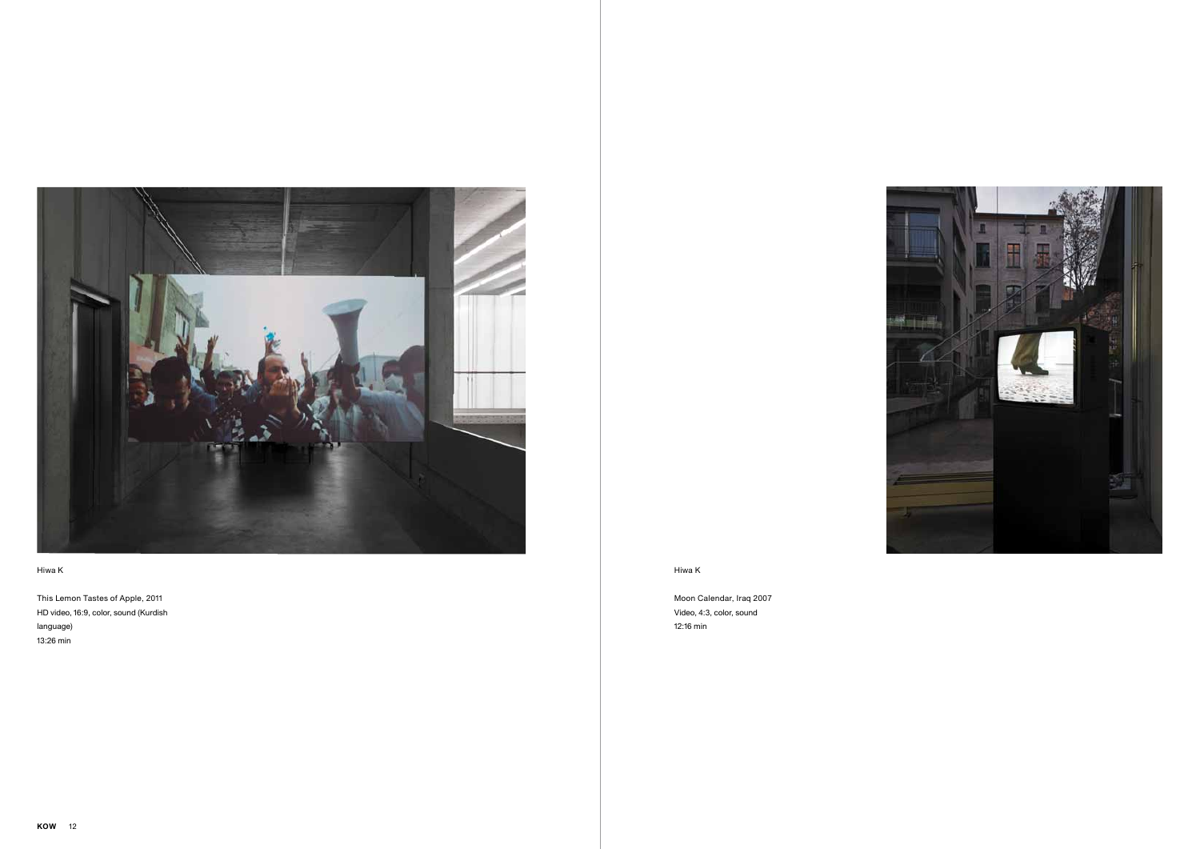Hiwa K

This Lemon Tastes of Apple, 2011
HD video, 16:9, color, sound (Kurdish language)
13:26 min

Hiwa K

Moon Calendar, Iraq 2007
Video, 4:3, color, sound
12:16 min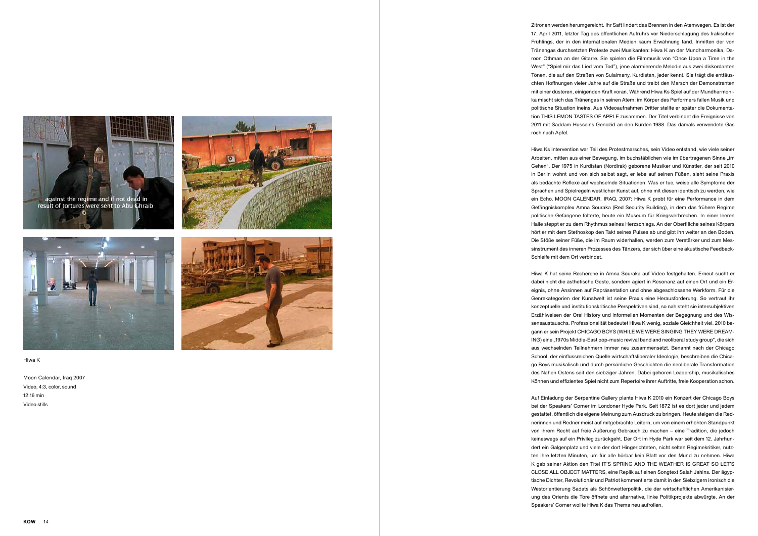Hiwa K

Moon Calendar, Iraq 2007
Video, 4:3, color, sound
12:16 min
Video stills

Zitronen werden herumgereicht. Ihr Saft lindert das Brennen in den Atemwegen. Es ist der 17. April 2011, letzter Tag des öffentlichen Aufruhrs vor Niederschlagung des Irakischen Frühlings, der in den internationalen Medien kaum Erwähnung fand. Inmitten der von Tränengas durchsetzten Proteste zwei Musikanten: Hiwa K an der Mundharmonika, Daroon Othman an der Gitarre. Sie spielen die Filmmusik von "Once Upon a Time in the West" ("Spiel mir das Lied vom Tod"), jene alarmierende Melodie aus zwei diskordanten Tönen, die auf den Straßen von Sulaimany, Kurdistan, jeder kennt. Sie trägt die enttäuschten Hoffnungen vieler Jahre auf die Straße und treibt den Marsch der Demonstranten mit einer düsteren, einigenden Kraft voran. Während Hiwa Ks Spiel auf der Mundharmonika mischt sich das Tränengas in seinen Atem; im Körper des Performers fallen Musik und politische Situation ineins. Aus Videoaufnahmen Dritter stellte er später die Dokumentation THIS LEMON TASTES OF APPLE zusammen. Der Titel verbindet die Ereignisse von 2011 mit Saddam Husseins Genozid an den Kurden 1988. Das damals verwendete Gas roch nach Apfel.

Hiwa Ks Intervention war Teil des Protestmarsches, sein Video entstand, wie viele seiner Arbeiten, mitten aus einer Bewegung, im buchstäblichen wie im übertragenen Sinne „im Gehen". Der 1975 in Kurdistan (Nordirak) geborene Musiker und Künstler, der seit 2010 in Berlin wohnt und von sich selbst sagt, er lebe auf seinen Füßen, sieht seine Praxis als bedachte Reflexe auf wechselnde Situationen. Was er tue, weise alle Symptome der Sprachen und Spielregeln westlicher Kunst auf, ohne mit diesen identisch zu werden, wie ein Echo. MOON CALENDAR, IRAQ, 2007: Hiwa K probt für eine Performance in dem Gefängniskomplex Amna Souraka (Red Security Building), in dem das frühere Regime politische Gefangene folterte, heute ein Museum für Kriegsverbrechen. In einer leeren Halle steppt er zu dem Rhythmus seines Herzschlags. An der Oberfläche seines Körpers hört er mit dem Stethoskop den Takt seines Pulses ab und gibt ihn weiter an den Boden. Die Stöße seiner Füße, die im Raum widerhallen, werden zum Verstärker und zum Messinstrument des inneren Prozesses des Tänzers, der sich über eine akustische Feedback-Schleife mit dem Ort verbindet.

Hiwa K hat seine Recherche in Amna Souraka auf Video festgehalten. Erneut sucht er dabei nicht die ästhetische Geste, sondern agiert in Resonanz auf einen Ort und ein Ereignis, ohne Ansinnen auf Repräsentation und ohne abgeschlossene Werkform. Für die Genrekategorien der Kunstwelt ist seine Praxis eine Herausforderung. So vertraut ihr konzeptuelle und institutionskritische Perspektiven sind, so nah steht sie intersubjektiven Erzählweisen der Oral History und informellen Momenten der Begegnung und des Wissensaustauschs. Professionalität bedeutet Hiwa K wenig, soziale Gleichheit viel. 2010 begann er sein Projekt CHICAGO BOYS (WHILE WE WERE SINGING THEY WERE DREAMING) eine „1970s Middle-East pop-music revival band and neoliberal study group", die sich aus wechselnden Teilnehmern immer neu zusammensetzt. Benannt nach der Chicago School, der einflussreichen Quelle wirtschaftsliberaler Ideologie, beschreiben die Chicago Boys musikalisch und durch persönliche Geschichten die neoliberale Transformation des Nahen Ostens seit den siebziger Jahren. Dabei gehören Leadership, musikalisches Können und effizientes Spiel nicht zum Repertoire ihrer Auftritte, freie Kooperation schon.

Auf Einladung der Serpentine Gallery plante Hiwa K 2010 ein Konzert der Chicago Boys bei der Speakers' Corner im Londoner Hyde Park. Seit 1872 ist es dort jeder und jedem gestattet, öffentlich die eigene Meinung zum Ausdruck zu bringen. Heute steigen die Rednerinnen und Redner meist auf mitgebrachte Leitern, um von einem erhöhten Standpunkt von ihrem Recht auf freie Äußerung Gebrauch zu machen – eine Tradition, die jedoch keineswegs auf ein Privileg zurückgeht. Der Ort im Hyde Park war seit dem 12. Jahrhundert ein Galgenplatz und viele der dort Hingerichteten, nicht selten Regimekritiker, nutzten ihre letzten Minuten, um für alle hörbar kein Blatt vor den Mund zu nehmen. Hiwa K gab seiner Aktion den Titel IT'S SPRING AND THE WEATHER IS GREAT SO LET'S CLOSE ALL OBJECT MATTERS, eine Replik auf einen Songtext Salah Jahins. Der ägyptische Dichter, Revolutionär und Patriot kommentierte damit in den Siebzigern ironisch die Westorientierung Sadats als Schönwetterpolitik, die der wirtschaftlichen Amerikanisierung des Orients die Tore öffnete und alternative, linke Politikprojekte abwürgte. An der Speakers' Corner wollte Hiwa K das Thema neu aufrollen.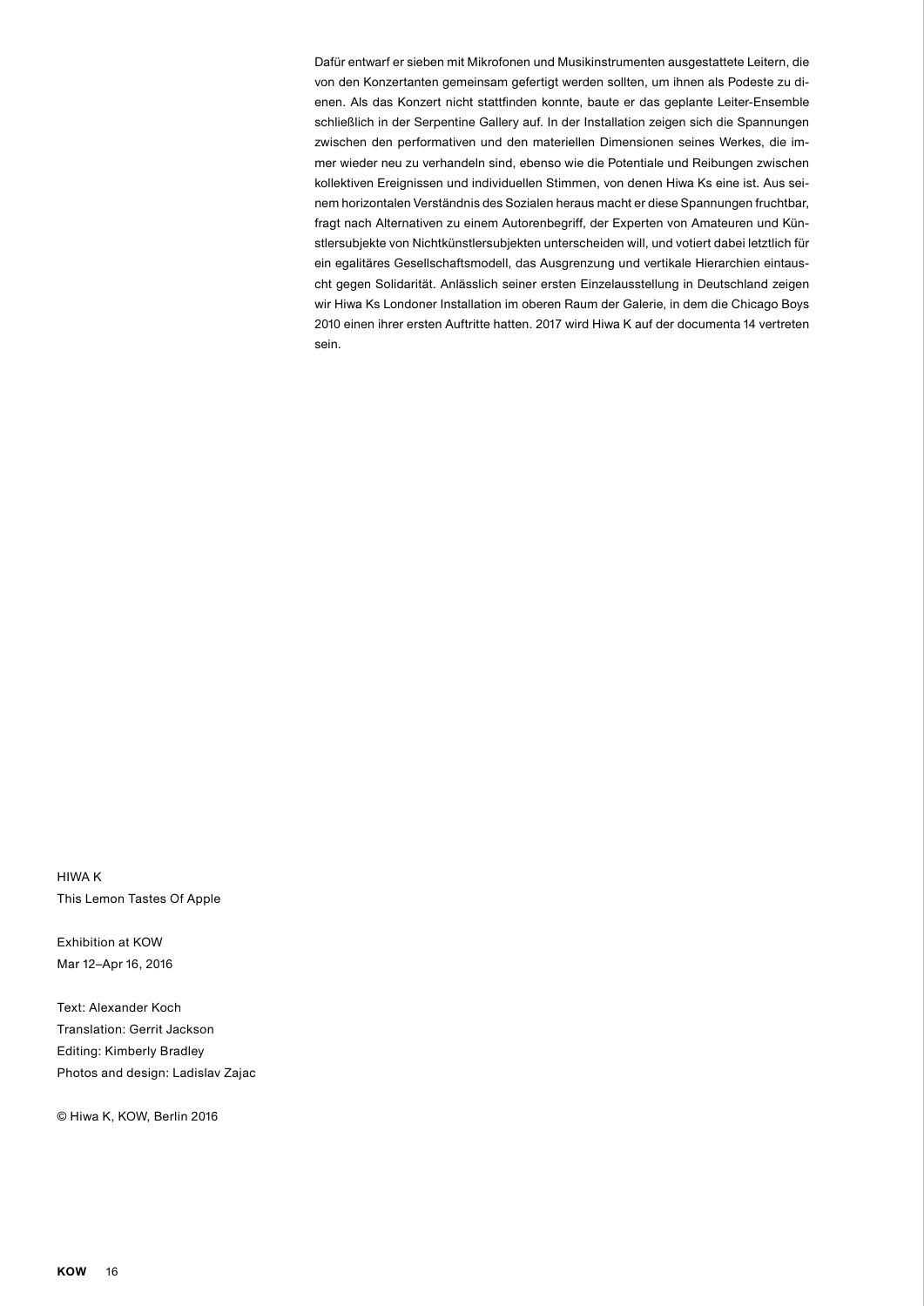Dafür entwarf er sieben mit Mikrofonen und Musikinstrumenten ausgestattete Leitern, die von den Konzertanten gemeinsam gefertigt werden sollten, um ihnen als Podeste zu dienen. Als das Konzert nicht stattfinden konnte, baute er das geplante Leiter-Ensemble schließlich in der Serpentine Gallery auf. In der Installation zeigen sich die Spannungen zwischen den performativen und den materiellen Dimensionen seines Werkes, die immer wieder neu zu verhandeln sind, ebenso wie die Potentiale und Reibungen zwischen kollektiven Ereignissen und individuellen Stimmen, von denen Hiwa Ks eine ist. Aus seinem horizontalen Verständnis des Sozialen heraus macht er diese Spannungen fruchtbar, fragt nach Alternativen zu einem Autorenbegriff, der Experten von Amateuren und Künstlersubjekte von Nichtkünstlersubjekten unterscheiden will, und votiert dabei letztlich für ein egalitäres Gesellschaftsmodell, das Ausgrenzung und vertikale Hierarchien eintauscht gegen Solidarität. Anlässlich seiner ersten Einzelausstellung in Deutschland zeigen wir Hiwa Ks Londoner Installation im oberen Raum der Galerie, in dem die Chicago Boys 2010 einen ihrer ersten Auftritte hatten. 2017 wird Hiwa K auf der documenta 14 vertreten sein.

HIWA K
This Lemon Tastes Of Apple

Exhibition at KOW
Mar 12–Apr 16, 2016

Text: Alexander Koch
Translation: Gerrit Jackson
Editing: Kimberly Bradley
Photos and design: Ladislav Zajac

© Hiwa K, KOW, Berlin 2016